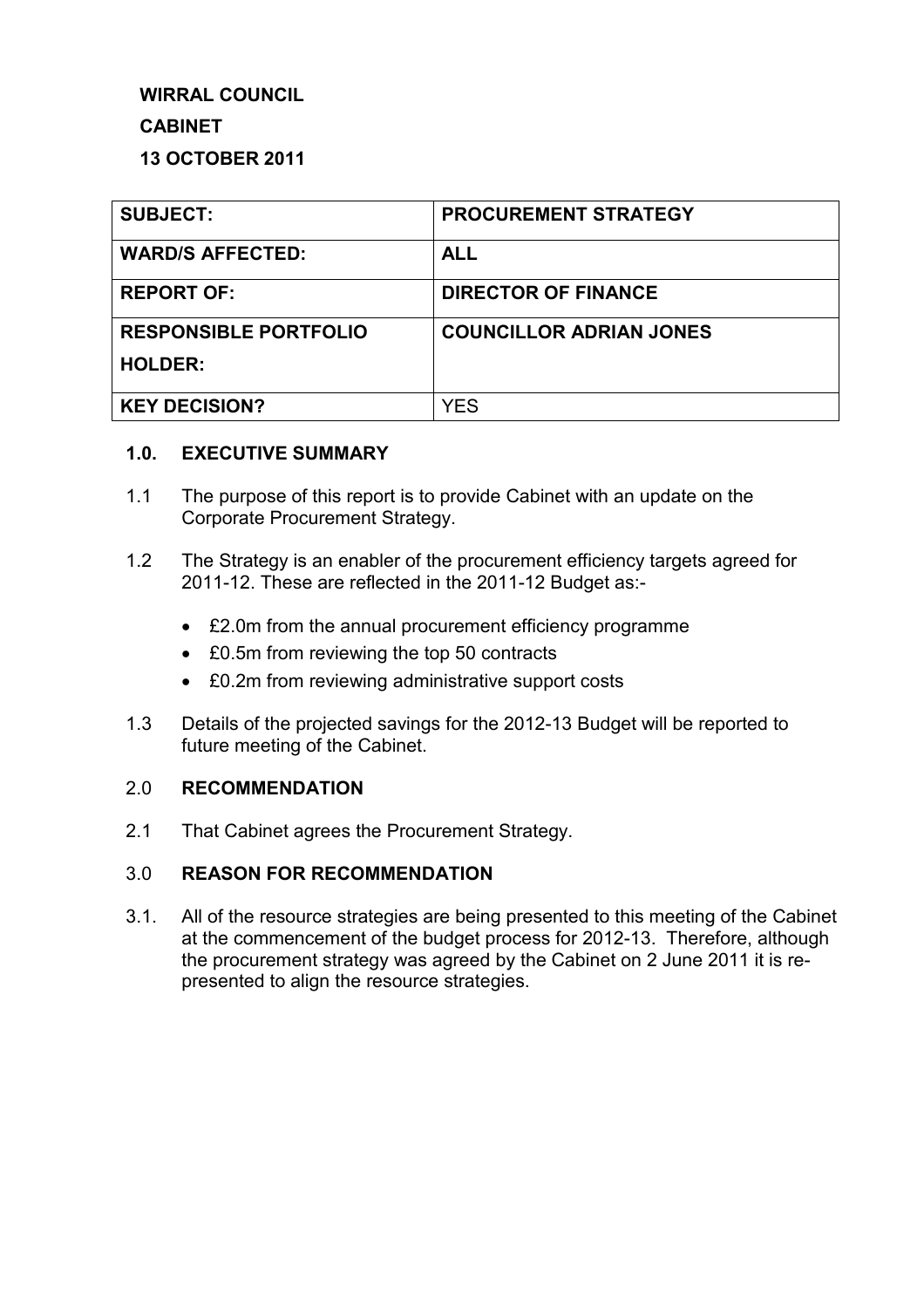**WIRRAL COUNCIL**

**CABINET**

**13 OCTOBER 2011**

| **SUBJECT:** | **PROCUREMENT STRATEGY** |
|---|---|
| **WARD/S AFFECTED:** | **ALL** |
| **REPORT OF:** | **DIRECTOR OF FINANCE** |
| **RESPONSIBLE PORTFOLIO HOLDER:** | **COUNCILLOR ADRIAN JONES** |
| **KEY DECISION?** | YES |

## 1.0. EXECUTIVE SUMMARY

1.1 The purpose of this report is to provide Cabinet with an update on the Corporate Procurement Strategy.

1.2 The Strategy is an enabler of the procurement efficiency targets agreed for 2011-12. These are reflected in the 2011-12 Budget as:-

- £2.0m from the annual procurement efficiency programme
- £0.5m from reviewing the top 50 contracts
- £0.2m from reviewing administrative support costs

1.3 Details of the projected savings for the 2012-13 Budget will be reported to future meeting of the Cabinet.

## 2.0 RECOMMENDATION

2.1 That Cabinet agrees the Procurement Strategy.

## 3.0 REASON FOR RECOMMENDATION

3.1. All of the resource strategies are being presented to this meeting of the Cabinet at the commencement of the budget process for 2012-13. Therefore, although the procurement strategy was agreed by the Cabinet on 2 June 2011 it is re-presented to align the resource strategies.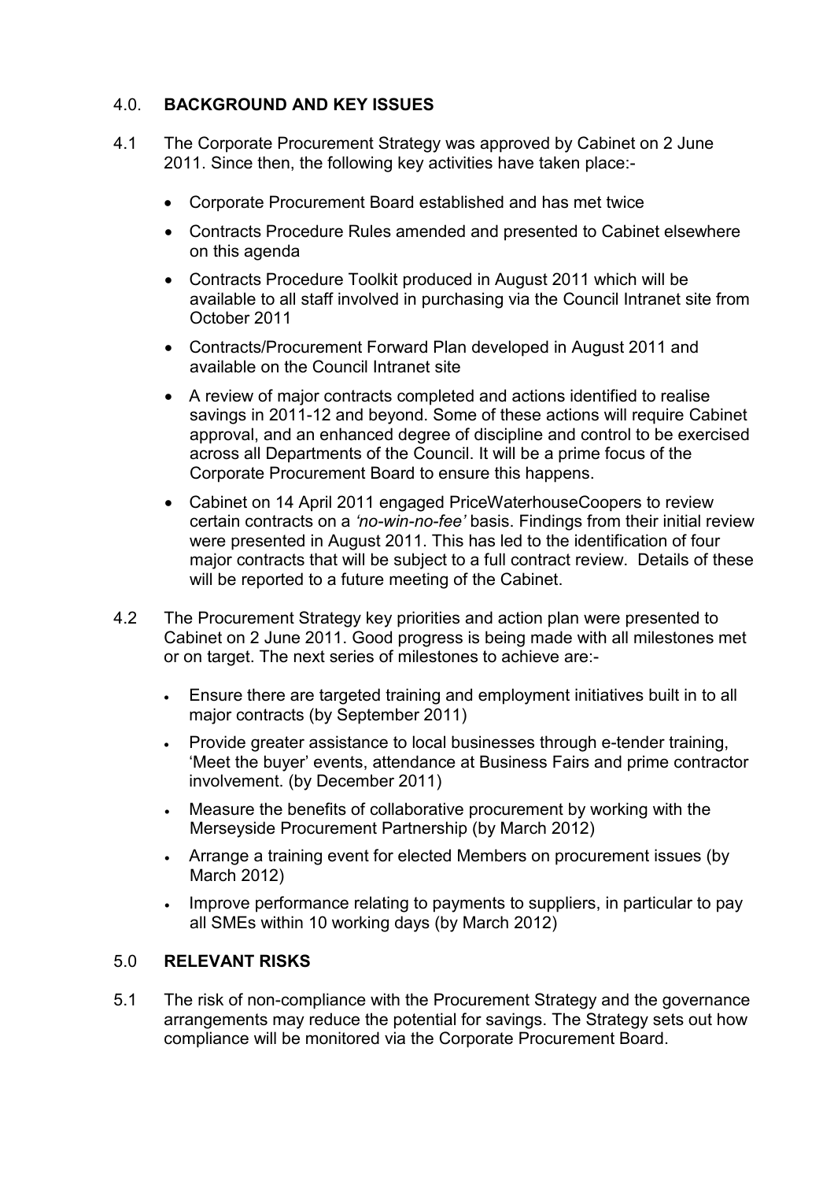## 4.0. BACKGROUND AND KEY ISSUES

4.1 The Corporate Procurement Strategy was approved by Cabinet on 2 June 2011. Since then, the following key activities have taken place:-

- Corporate Procurement Board established and has met twice
- Contracts Procedure Rules amended and presented to Cabinet elsewhere on this agenda
- Contracts Procedure Toolkit produced in August 2011 which will be available to all staff involved in purchasing via the Council Intranet site from October 2011
- Contracts/Procurement Forward Plan developed in August 2011 and available on the Council Intranet site
- A review of major contracts completed and actions identified to realise savings in 2011-12 and beyond. Some of these actions will require Cabinet approval, and an enhanced degree of discipline and control to be exercised across all Departments of the Council. It will be a prime focus of the Corporate Procurement Board to ensure this happens.
- Cabinet on 14 April 2011 engaged PriceWaterhouseCoopers to review certain contracts on a *'no-win-no-fee'* basis. Findings from their initial review were presented in August 2011. This has led to the identification of four major contracts that will be subject to a full contract review. Details of these will be reported to a future meeting of the Cabinet.

4.2 The Procurement Strategy key priorities and action plan were presented to Cabinet on 2 June 2011. Good progress is being made with all milestones met or on target. The next series of milestones to achieve are:-

- Ensure there are targeted training and employment initiatives built in to all major contracts (by September 2011)
- Provide greater assistance to local businesses through e-tender training, 'Meet the buyer' events, attendance at Business Fairs and prime contractor involvement. (by December 2011)
- Measure the benefits of collaborative procurement by working with the Merseyside Procurement Partnership (by March 2012)
- Arrange a training event for elected Members on procurement issues (by March 2012)
- Improve performance relating to payments to suppliers, in particular to pay all SMEs within 10 working days (by March 2012)

## 5.0 RELEVANT RISKS

5.1 The risk of non-compliance with the Procurement Strategy and the governance arrangements may reduce the potential for savings. The Strategy sets out how compliance will be monitored via the Corporate Procurement Board.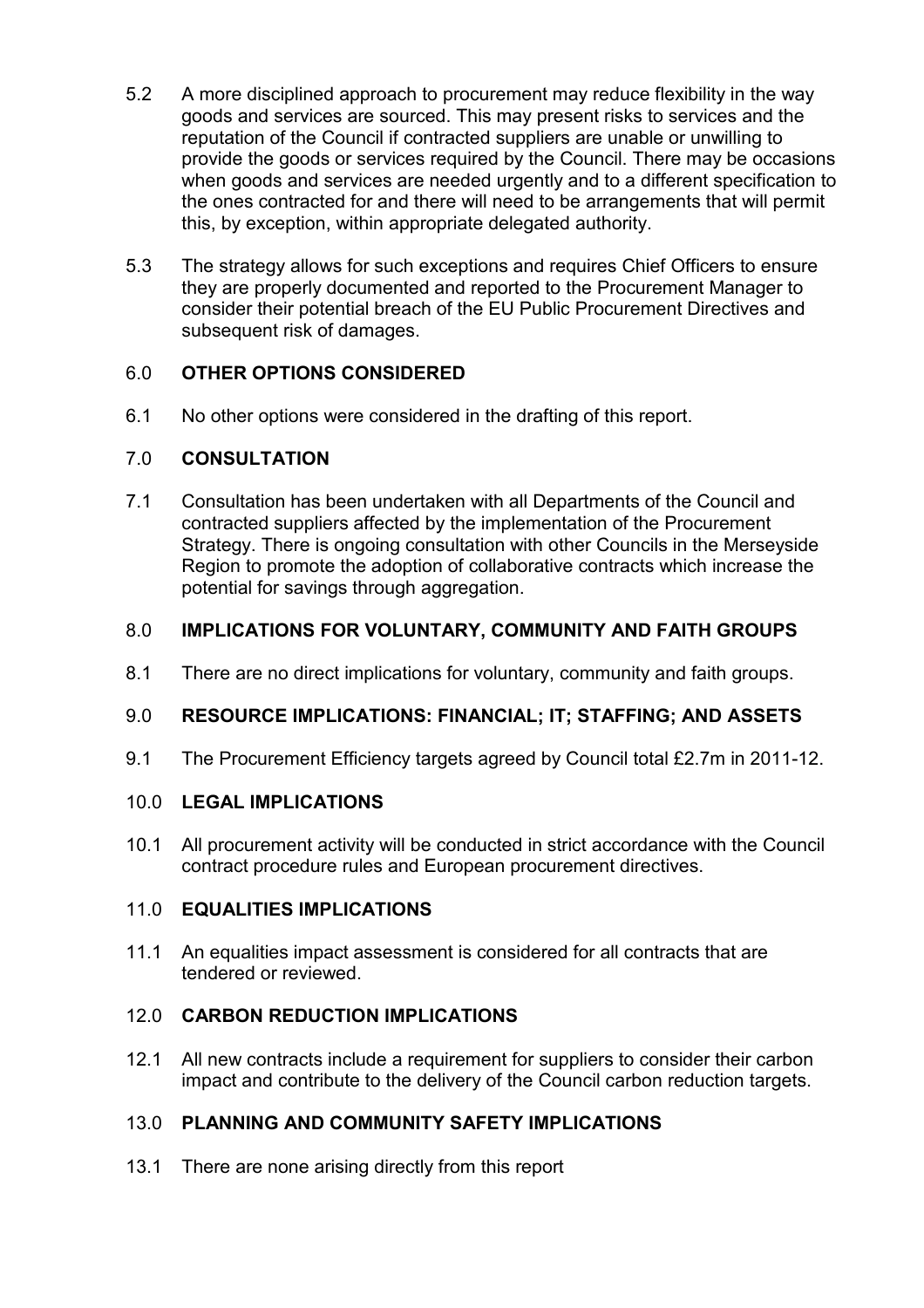5.2 A more disciplined approach to procurement may reduce flexibility in the way goods and services are sourced. This may present risks to services and the reputation of the Council if contracted suppliers are unable or unwilling to provide the goods or services required by the Council. There may be occasions when goods and services are needed urgently and to a different specification to the ones contracted for and there will need to be arrangements that will permit this, by exception, within appropriate delegated authority.

5.3 The strategy allows for such exceptions and requires Chief Officers to ensure they are properly documented and reported to the Procurement Manager to consider their potential breach of the EU Public Procurement Directives and subsequent risk of damages.

## 6.0 OTHER OPTIONS CONSIDERED

6.1 No other options were considered in the drafting of this report.

## 7.0 CONSULTATION

7.1 Consultation has been undertaken with all Departments of the Council and contracted suppliers affected by the implementation of the Procurement Strategy. There is ongoing consultation with other Councils in the Merseyside Region to promote the adoption of collaborative contracts which increase the potential for savings through aggregation.

## 8.0 IMPLICATIONS FOR VOLUNTARY, COMMUNITY AND FAITH GROUPS

8.1 There are no direct implications for voluntary, community and faith groups.

## 9.0 RESOURCE IMPLICATIONS: FINANCIAL; IT; STAFFING; AND ASSETS

9.1 The Procurement Efficiency targets agreed by Council total £2.7m in 2011-12.

## 10.0 LEGAL IMPLICATIONS

10.1 All procurement activity will be conducted in strict accordance with the Council contract procedure rules and European procurement directives.

## 11.0 EQUALITIES IMPLICATIONS

11.1 An equalities impact assessment is considered for all contracts that are tendered or reviewed.

## 12.0 CARBON REDUCTION IMPLICATIONS

12.1 All new contracts include a requirement for suppliers to consider their carbon impact and contribute to the delivery of the Council carbon reduction targets.

## 13.0 PLANNING AND COMMUNITY SAFETY IMPLICATIONS

13.1 There are none arising directly from this report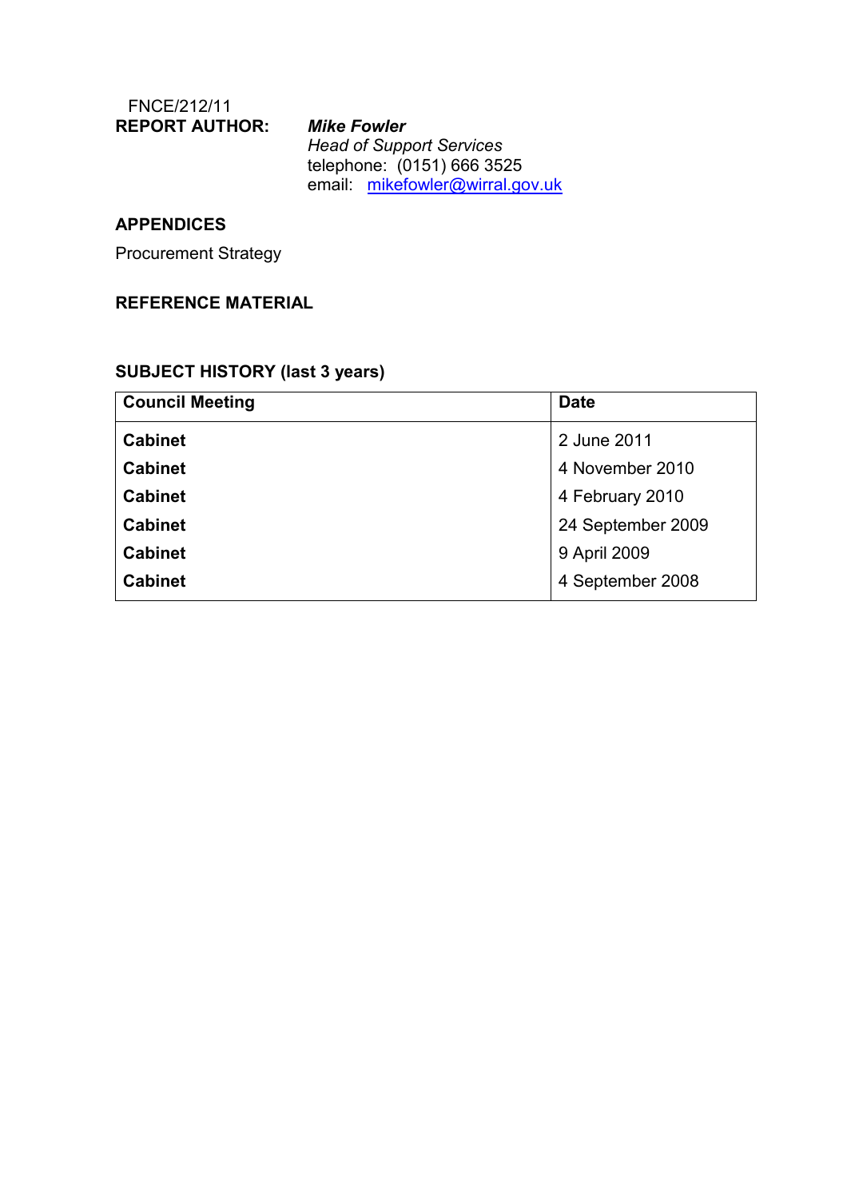FNCE/212/11

**REPORT AUTHOR:** ***Mike Fowler***
*Head of Support Services*
telephone: (0151) 666 3525
email: mikefowler@wirral.gov.uk

**APPENDICES**

Procurement Strategy

**REFERENCE MATERIAL**

**SUBJECT HISTORY (last 3 years)**

| Council Meeting | Date |
|---|---|
| **Cabinet** | 2 June 2011 |
| **Cabinet** | 4 November 2010 |
| **Cabinet** | 4 February 2010 |
| **Cabinet** | 24 September 2009 |
| **Cabinet** | 9 April 2009 |
| **Cabinet** | 4 September 2008 |